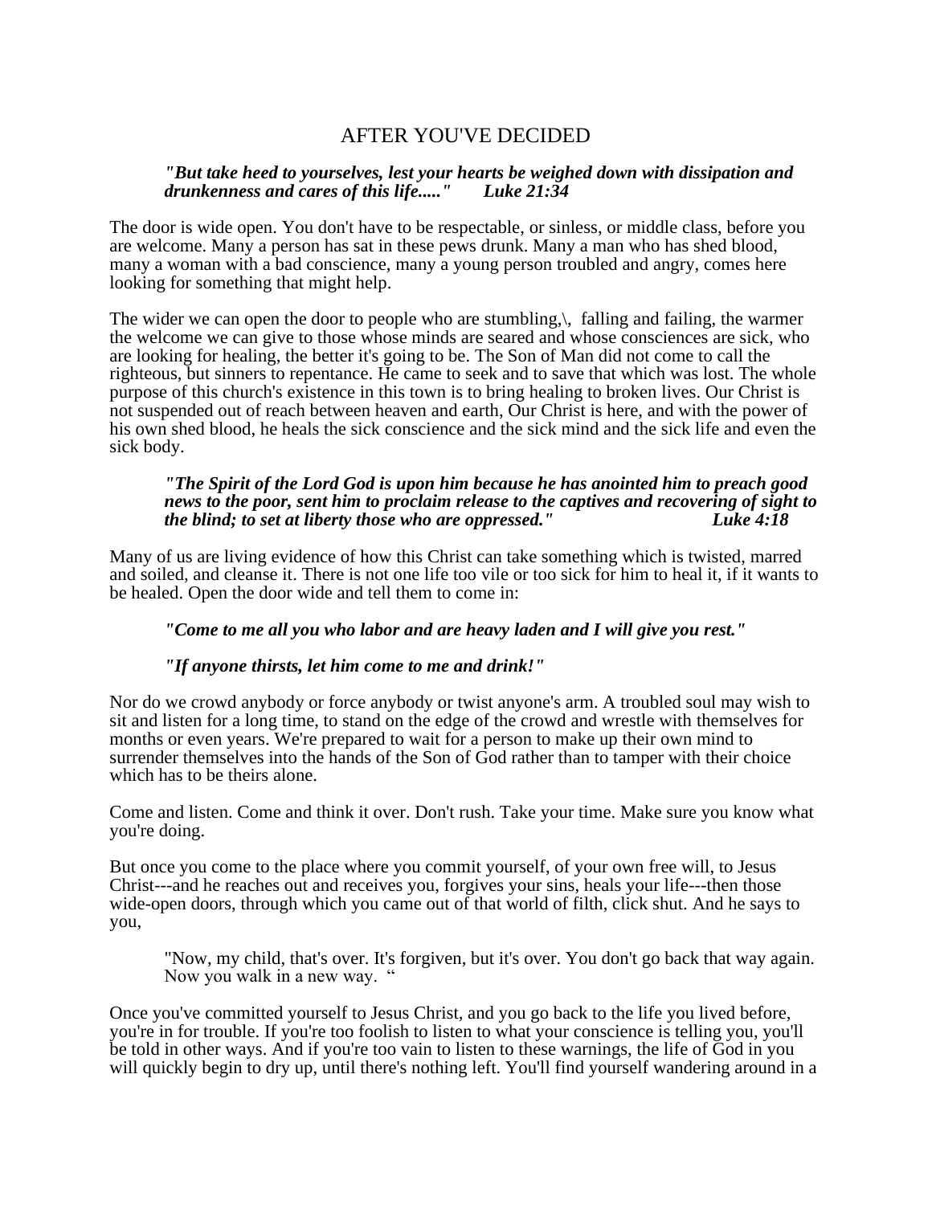# AFTER YOU'VE DECIDED

> ***"But take heed to yourselves, lest your hearts be weighed down with dissipation and drunkenness and cares of this life....."      Luke 21:34***

The door is wide open. You don't have to be respectable, or sinless, or middle class, before you are welcome. Many a person has sat in these pews drunk. Many a man who has shed blood, many a woman with a bad conscience, many a young person troubled and angry, comes here looking for something that might help.

The wider we can open the door to people who are stumbling,\,  falling and failing, the warmer the welcome we can give to those whose minds are seared and whose consciences are sick, who are looking for healing, the better it's going to be. The Son of Man did not come to call the righteous, but sinners to repentance. He came to seek and to save that which was lost. The whole purpose of this church's existence in this town is to bring healing to broken lives. Our Christ is not suspended out of reach between heaven and earth, Our Christ is here, and with the power of his own shed blood, he heals the sick conscience and the sick mind and the sick life and even the sick body.

> ***"The Spirit of the Lord God is upon him because he has anointed him to preach good news to the poor, sent him to proclaim release to the captives and recovering of sight to the blind; to set at liberty those who are oppressed."      Luke 4:18***

Many of us are living evidence of how this Christ can take something which is twisted, marred and soiled, and cleanse it. There is not one life too vile or too sick for him to heal it, if it wants to be healed. Open the door wide and tell them to come in:

> ***"Come to me all you who labor and are heavy laden and I will give you rest."***
>
> ***"If anyone thirsts, let him come to me and drink!"***

Nor do we crowd anybody or force anybody or twist anyone's arm. A troubled soul may wish to sit and listen for a long time, to stand on the edge of the crowd and wrestle with themselves for months or even years. We're prepared to wait for a person to make up their own mind to surrender themselves into the hands of the Son of God rather than to tamper with their choice which has to be theirs alone.

Come and listen. Come and think it over. Don't rush. Take your time. Make sure you know what you're doing.

But once you come to the place where you commit yourself, of your own free will, to Jesus Christ---and he reaches out and receives you, forgives your sins, heals your life---then those wide-open doors, through which you came out of that world of filth, click shut. And he says to you,

> "Now, my child, that's over. It's forgiven, but it's over. You don't go back that way again. Now you walk in a new way. "

Once you've committed yourself to Jesus Christ, and you go back to the life you lived before, you're in for trouble. If you're too foolish to listen to what your conscience is telling you, you'll be told in other ways. And if you're too vain to listen to these warnings, the life of God in you will quickly begin to dry up, until there's nothing left. You'll find yourself wandering around in a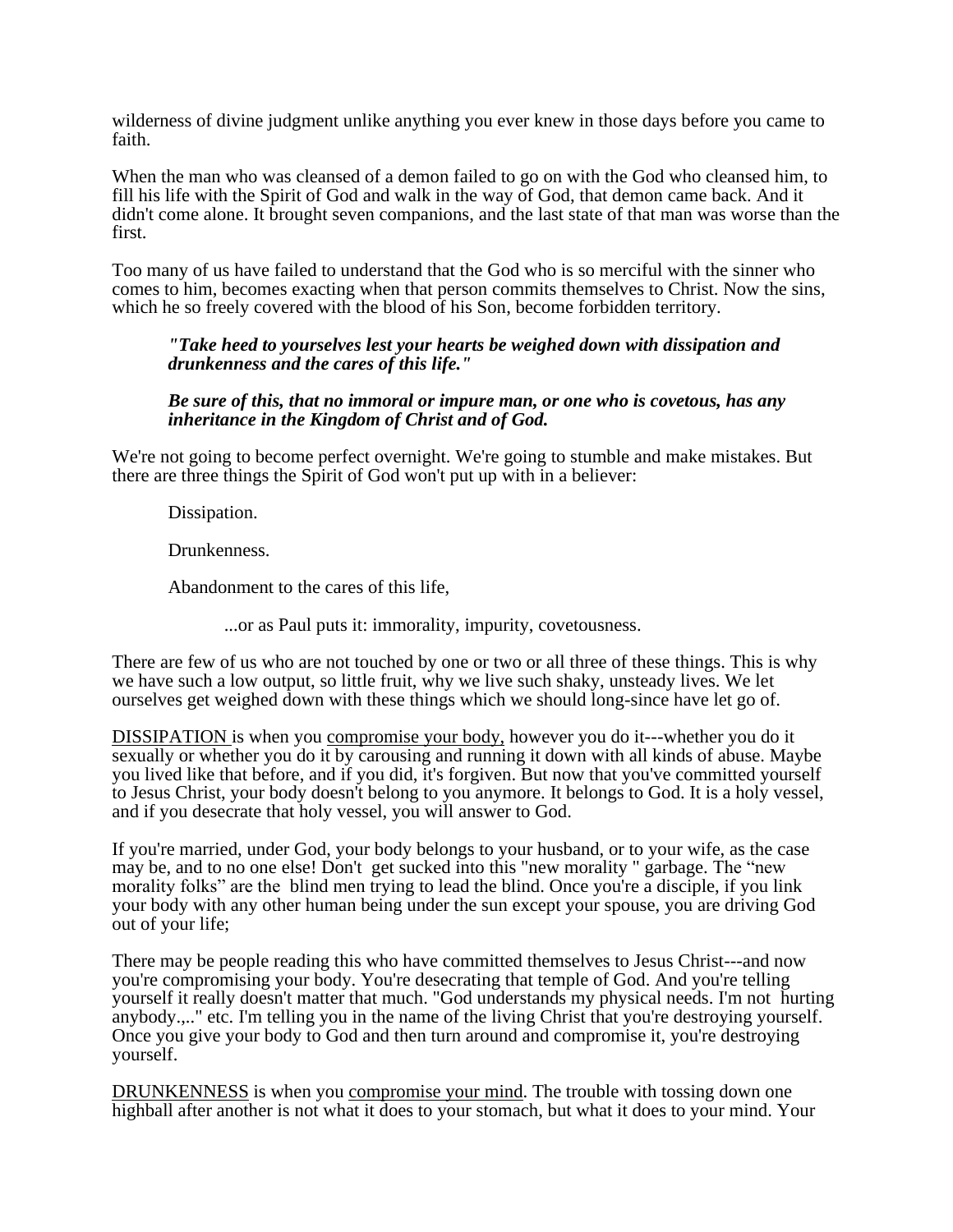wilderness of divine judgment unlike anything you ever knew in those days before you came to faith.

When the man who was cleansed of a demon failed to go on with the God who cleansed him, to fill his life with the Spirit of God and walk in the way of God, that demon came back. And it didn't come alone. It brought seven companions, and the last state of that man was worse than the first.

Too many of us have failed to understand that the God who is so merciful with the sinner who comes to him, becomes exacting when that person commits themselves to Christ. Now the sins, which he so freely covered with the blood of his Son, become forbidden territory.

> ***"Take heed to yourselves lest your hearts be weighed down with dissipation and drunkenness and the cares of this life."***
>
> ***Be sure of this, that no immoral or impure man, or one who is covetous, has any inheritance in the Kingdom of Christ and of God.***

We're not going to become perfect overnight. We're going to stumble and make mistakes. But there are three things the Spirit of God won't put up with in a believer:

> Dissipation.
>
> Drunkenness.
>
> Abandonment to the cares of this life,
>
> > ...or as Paul puts it: immorality, impurity, covetousness.

There are few of us who are not touched by one or two or all three of these things. This is why we have such a low output, so little fruit, why we live such shaky, unsteady lives. We let ourselves get weighed down with these things which we should long-since have let go of.

<u>DISSIPATION</u> is when you <u>compromise your body,</u> however you do it---whether you do it sexually or whether you do it by carousing and running it down with all kinds of abuse. Maybe you lived like that before, and if you did, it's forgiven. But now that you've committed yourself to Jesus Christ, your body doesn't belong to you anymore. It belongs to God. It is a holy vessel, and if you desecrate that holy vessel, you will answer to God.

If you're married, under God, your body belongs to your husband, or to your wife, as the case may be, and to no one else! Don't get sucked into this "new morality " garbage. The "new morality folks" are the blind men trying to lead the blind. Once you're a disciple, if you link your body with any other human being under the sun except your spouse, you are driving God out of your life;

There may be people reading this who have committed themselves to Jesus Christ---and now you're compromising your body. You're desecrating that temple of God. And you're telling yourself it really doesn't matter that much. "God understands my physical needs. I'm not hurting anybody.,.." etc. I'm telling you in the name of the living Christ that you're destroying yourself. Once you give your body to God and then turn around and compromise it, you're destroying yourself.

<u>DRUNKENNESS</u> is when you <u>compromise your mind</u>. The trouble with tossing down one highball after another is not what it does to your stomach, but what it does to your mind. Your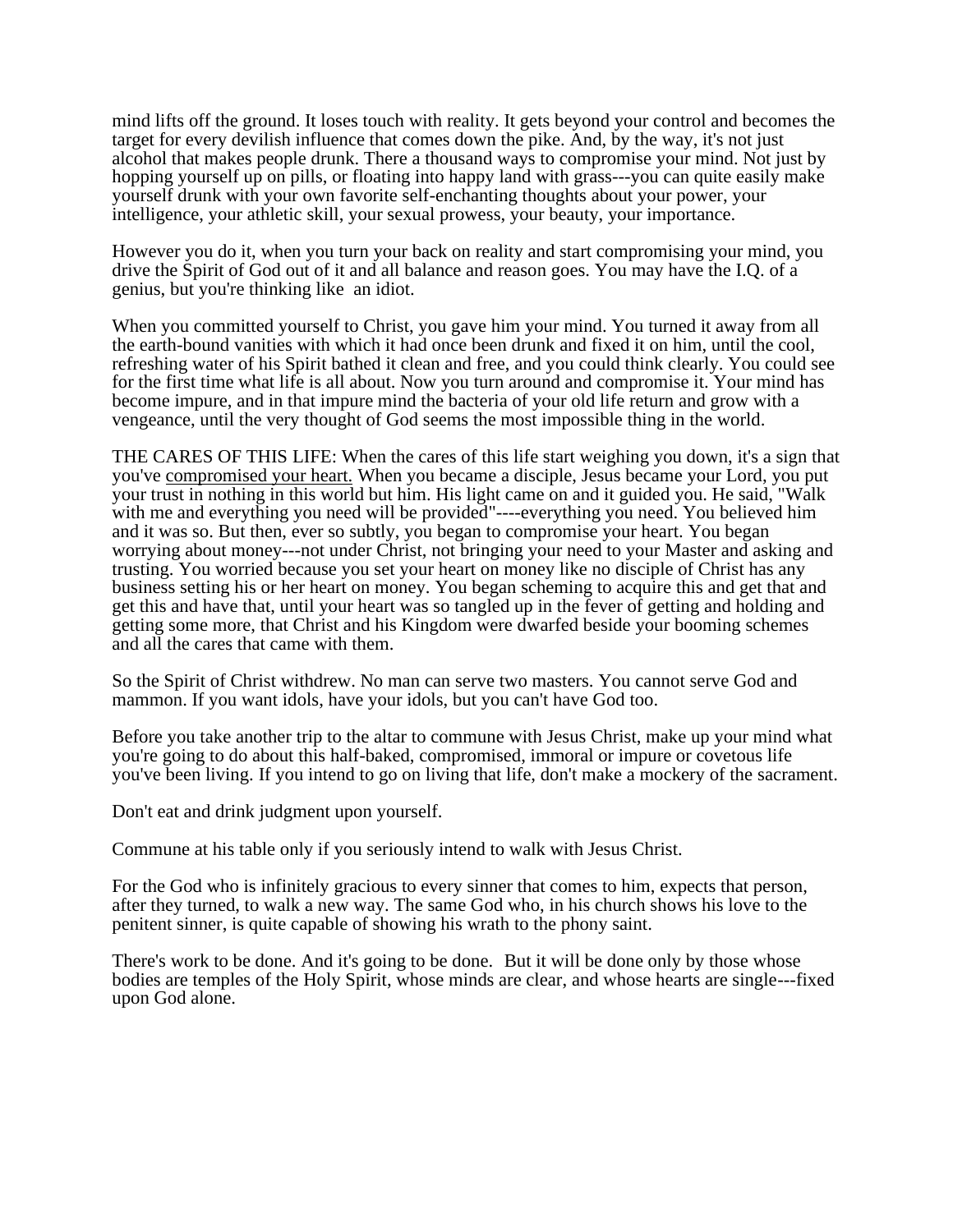mind lifts off the ground. It loses touch with reality. It gets beyond your control and becomes the target for every devilish influence that comes down the pike. And, by the way, it's not just alcohol that makes people drunk. There a thousand ways to compromise your mind. Not just by hopping yourself up on pills, or floating into happy land with grass---you can quite easily make yourself drunk with your own favorite self-enchanting thoughts about your power, your intelligence, your athletic skill, your sexual prowess, your beauty, your importance.

However you do it, when you turn your back on reality and start compromising your mind, you drive the Spirit of God out of it and all balance and reason goes. You may have the I.Q. of a genius, but you're thinking like an idiot.

When you committed yourself to Christ, you gave him your mind. You turned it away from all the earth-bound vanities with which it had once been drunk and fixed it on him, until the cool, refreshing water of his Spirit bathed it clean and free, and you could think clearly. You could see for the first time what life is all about. Now you turn around and compromise it. Your mind has become impure, and in that impure mind the bacteria of your old life return and grow with a vengeance, until the very thought of God seems the most impossible thing in the world.

THE CARES OF THIS LIFE: When the cares of this life start weighing you down, it's a sign that you've <u>compromised your heart.</u> When you became a disciple, Jesus became your Lord, you put your trust in nothing in this world but him. His light came on and it guided you. He said, "Walk with me and everything you need will be provided"----everything you need. You believed him and it was so. But then, ever so subtly, you began to compromise your heart. You began worrying about money---not under Christ, not bringing your need to your Master and asking and trusting. You worried because you set your heart on money like no disciple of Christ has any business setting his or her heart on money. You began scheming to acquire this and get that and get this and have that, until your heart was so tangled up in the fever of getting and holding and getting some more, that Christ and his Kingdom were dwarfed beside your booming schemes and all the cares that came with them.

So the Spirit of Christ withdrew. No man can serve two masters. You cannot serve God and mammon. If you want idols, have your idols, but you can't have God too.

Before you take another trip to the altar to commune with Jesus Christ, make up your mind what you're going to do about this half-baked, compromised, immoral or impure or covetous life you've been living. If you intend to go on living that life, don't make a mockery of the sacrament.

Don't eat and drink judgment upon yourself.

Commune at his table only if you seriously intend to walk with Jesus Christ.

For the God who is infinitely gracious to every sinner that comes to him, expects that person, after they turned, to walk a new way. The same God who, in his church shows his love to the penitent sinner, is quite capable of showing his wrath to the phony saint.

There's work to be done. And it's going to be done. But it will be done only by those whose bodies are temples of the Holy Spirit, whose minds are clear, and whose hearts are single---fixed upon God alone.